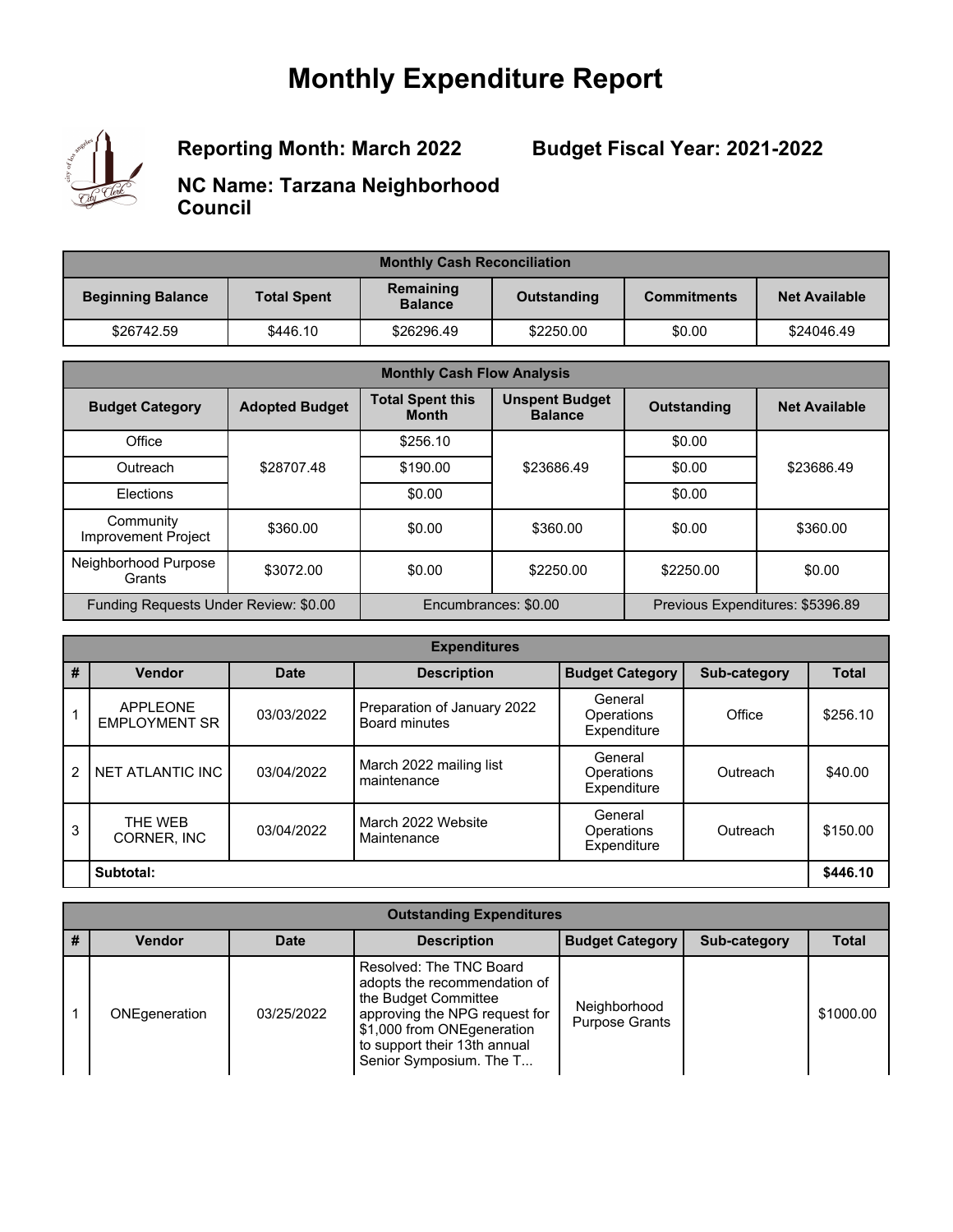# Monthly Expenditure Report

**Reporting Month: March 2022** **Budget Fiscal Year: 2021-2022**

**NC Name: Tarzana Neighborhood Council**

| Monthly Cash Reconciliation | | | | | |
|---|---|---|---|---|---|
| **Beginning Balance** | **Total Spent** | **Remaining Balance** | **Outstanding** | **Commitments** | **Net Available** |
| $26742.59 | $446.10 | $26296.49 | $2250.00 | $0.00 | $24046.49 |

| Monthly Cash Flow Analysis | | | | | |
|---|---|---|---|---|---|
| **Budget Category** | **Adopted Budget** | **Total Spent this Month** | **Unspent Budget Balance** | **Outstanding** | **Net Available** |
| Office | $28707.48 | $256.10 | $23686.49 | $0.00 | $23686.49 |
| Outreach | | $190.00 | | $0.00 | |
| Elections | | $0.00 | | $0.00 | |
| Community Improvement Project | $360.00 | $0.00 | $360.00 | $0.00 | $360.00 |
| Neighborhood Purpose Grants | $3072.00 | $0.00 | $2250.00 | $2250.00 | $0.00 |
| Funding Requests Under Review: $0.00 | | Encumbrances: $0.00 | | Previous Expenditures: $5396.89 | |

| Expenditures | | | | | | |
|---|---|---|---|---|---|---|
| **#** | **Vendor** | **Date** | **Description** | **Budget Category** | **Sub-category** | **Total** |
| 1 | APPLEONE EMPLOYMENT SR | 03/03/2022 | Preparation of January 2022 Board minutes | General Operations Expenditure | Office | $256.10 |
| 2 | NET ATLANTIC INC | 03/04/2022 | March 2022 mailing list maintenance | General Operations Expenditure | Outreach | $40.00 |
| 3 | THE WEB CORNER, INC | 03/04/2022 | March 2022 Website Maintenance | General Operations Expenditure | Outreach | $150.00 |
| | **Subtotal:** | | | | | **$446.10** |

| Outstanding Expenditures | | | | | | |
|---|---|---|---|---|---|---|
| **#** | **Vendor** | **Date** | **Description** | **Budget Category** | **Sub-category** | **Total** |
| 1 | ONEgeneration | 03/25/2022 | Resolved: The TNC Board adopts the recommendation of the Budget Committee approving the NPG request for $1,000 from ONEgeneration to support their 13th annual Senior Symposium. The T... | Neighborhood Purpose Grants | | $1000.00 |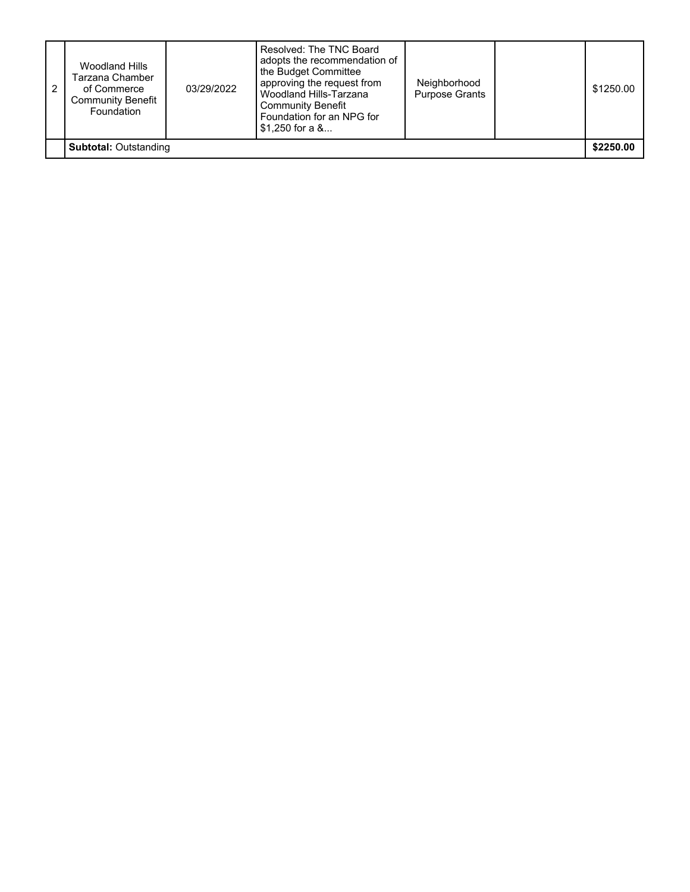| 2 | Woodland Hills Tarzana Chamber of Commerce Community Benefit Foundation | 03/29/2022 | Resolved: The TNC Board adopts the recommendation of the Budget Committee approving the request from Woodland Hills-Tarzana Community Benefit Foundation for an NPG for $1,250 for a &... | Neighborhood Purpose Grants | | $1250.00 |
|---|---|---|---|---|---|---|
| | **Subtotal:** Outstanding | | | | | **$2250.00** |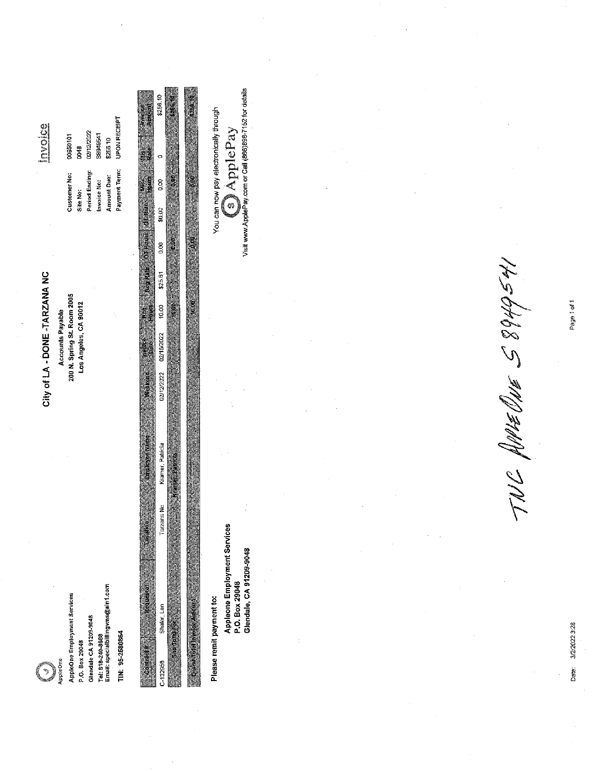AppleOne

AppleOne Employment Services
P.O. Box 29048
Glendale CA 91209-9048
Tel: 818-240-8688
Email: specialbillingvms@ain1.com

TIN: 95-2580864

# City of LA - DONE -TARZANA NC

Accounts Payable
200 N. Spring St. Room 2005
Los Angeles, CA 90012

## Invoice

| | |
|---|---|
| Customer No: | 00950101 |
| Site No: | 0048 |
| Period Ending: | 02/12/2022 |
| Invoice No: | S8949541 |
| Amount Due: | $256.10 |
| Payment Term: | UPON RECEIPT |

| Contract # | Requestor | Location | Employee Name | Weekend | Invoice Date | Reg Hours | Reg Rate | OT Hours | OT Rate | Misc Hours | Misc Rate | Invoice Amount |
|---|---|---|---|---|---|---|---|---|---|---|---|---|
| C-132958 | Shafer, Len | Tarzana Nc | Kramer, Patricia | 02/12/2022 | 02/16/2022 | 10.00 | $25.61 | 0.00 | $0.00 | 0.00 | 0 | $256.10 |
| Sub Total For: | | | Kramer, Patricia | | | 10.00 | | 0.00 | | 0.00 | | $256.10 |
| Grand Total Invoice Amount: | | | | | | 10.00 | | 0.00 | | 0.00 | | $256.10 |

Please remit payment to:

**Appleone Employment Services**
**P.O. Box 29048**
**Glendale, CA 91209-9048**

You can now pay electronically through
ApplePay
Visit www.ApplePay.com or Call (866)898-7152 for details

TNC AppleOne S8949541

Date: 3/2/2022 3:28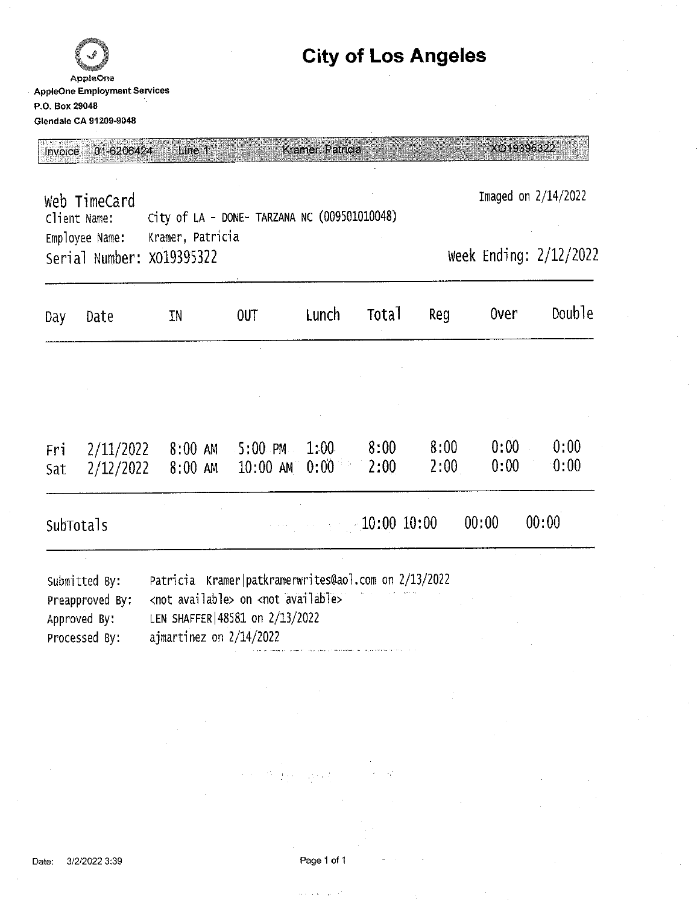AppleOne

AppleOne Employment Services
P.O. Box 29048
Glendale CA 91209-9048

# City of Los Angeles

Invoice 01-6206424 Line 1 Kramer, Patricia XO19395322

## Web TimeCard

Imaged on 2/14/2022

Client Name: City of LA - DONE- TARZANA NC (009501010048)
Employee Name: Kramer, Patricia
Serial Number: XO19395322

Week Ending: 2/12/2022

| Day | Date | IN | OUT | Lunch | Total | Reg | Over | Double |
|---|---|---|---|---|---|---|---|---|
| Fri | 2/11/2022 | 8:00 AM | 5:00 PM | 1:00 | 8:00 | 8:00 | 0:00 | 0:00 |
| Sat | 2/12/2022 | 8:00 AM | 10:00 AM | 0:00 | 2:00 | 2:00 | 0:00 | 0:00 |
| SubTotals | | | | | 10:00 | 10:00 | 00:00 | 00:00 |

Submitted By: Patricia Kramer|patkramerwrites@aol.com on 2/13/2022
Preapproved By: <not available> on <not available>
Approved By: LEN SHAFFER|48581 on 2/13/2022
Processed By: ajmartinez on 2/14/2022

Date: 3/2/2022 3:39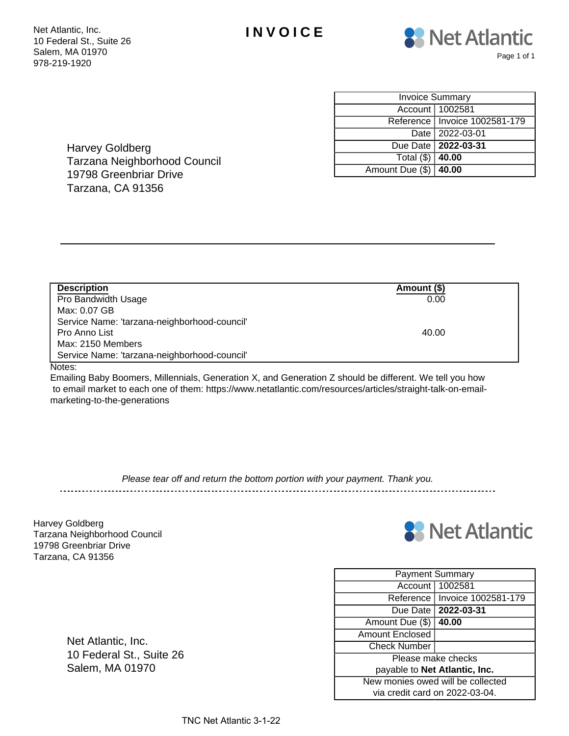Net Atlantic, Inc.
10 Federal St., Suite 26
Salem, MA 01970
978-219-1920

# INVOICE

Net Atlantic

Harvey Goldberg
Tarzana Neighborhood Council
19798 Greenbriar Drive
Tarzana, CA 91356

| Invoice Summary | |
|---|---|
| Account | 1002581 |
| Reference | Invoice 1002581-179 |
| Date | 2022-03-01 |
| Due Date | **2022-03-31** |
| Total ($) | **40.00** |
| Amount Due ($) | **40.00** |

| Description | Amount ($) |
|---|---|
| Pro Bandwidth Usage<br>Max: 0.07 GB<br>Service Name: 'tarzana-neighborhood-council' | 0.00 |
| Pro Anno List<br>Max: 2150 Members<br>Service Name: 'tarzana-neighborhood-council' | 40.00 |

Notes:
Emailing Baby Boomers, Millennials, Generation X, and Generation Z should be different. We tell you how to email market to each one of them: https://www.netatlantic.com/resources/articles/straight-talk-on-email-marketing-to-the-generations

*Please tear off and return the bottom portion with your payment. Thank you.*

---

Harvey Goldberg
Tarzana Neighborhood Council
19798 Greenbriar Drive
Tarzana, CA 91356

Net Atlantic

| Payment Summary | |
|---|---|
| Account | 1002581 |
| Reference | Invoice 1002581-179 |
| Due Date | **2022-03-31** |
| Amount Due ($) | **40.00** |
| Amount Enclosed | |
| Check Number | |
| Please make checks payable to **Net Atlantic, Inc.** | |
| New monies owed will be collected via credit card on 2022-03-04. | |

Net Atlantic, Inc.
10 Federal St., Suite 26
Salem, MA 01970

TNC Net Atlantic 3-1-22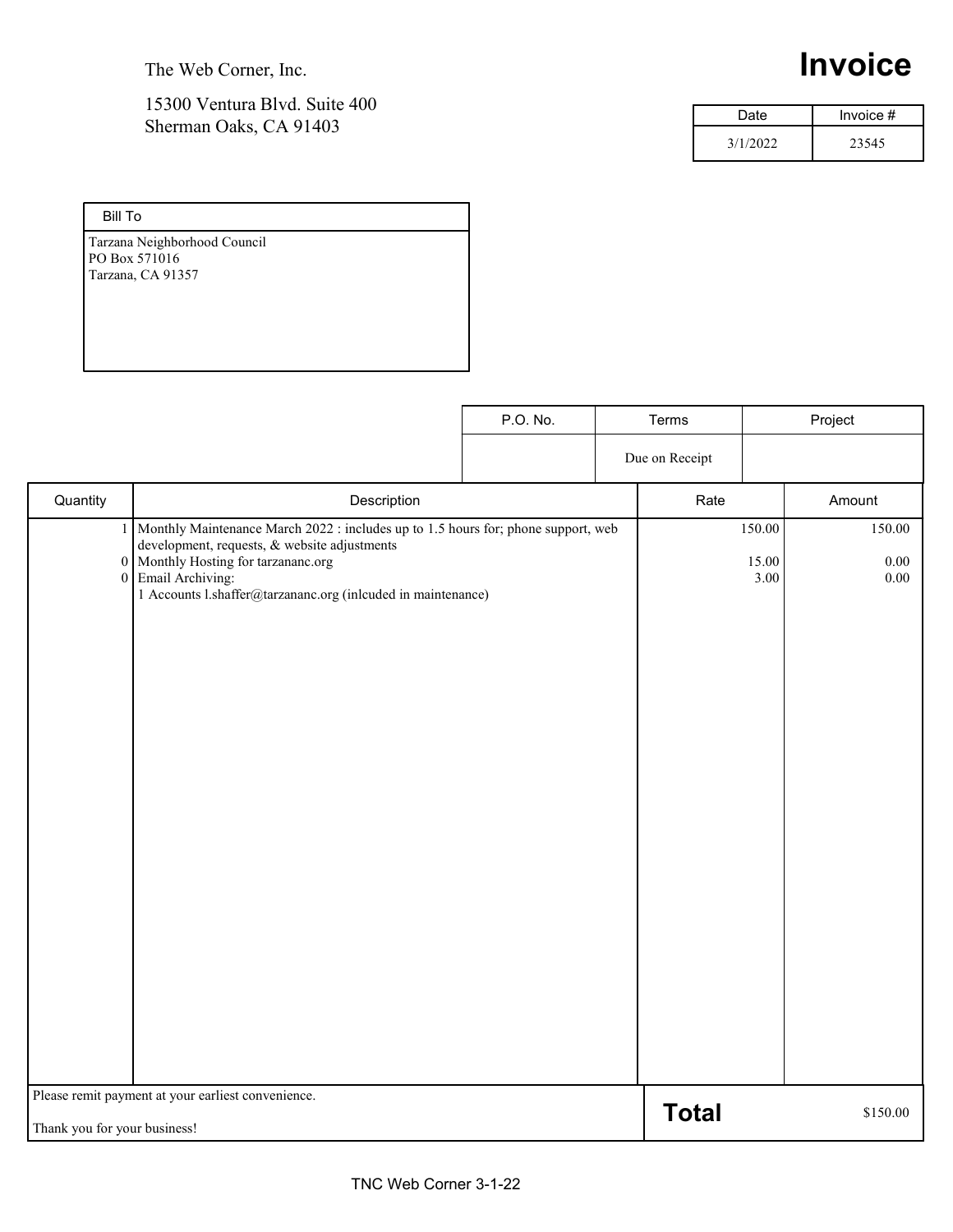The Web Corner, Inc.

15300 Ventura Blvd. Suite 400
Sherman Oaks, CA 91403

# Invoice

| Date | Invoice # |
|---|---|
| 3/1/2022 | 23545 |

**Bill To**

Tarzana Neighborhood Council
PO Box 571016
Tarzana, CA 91357

| P.O. No. | Terms | Project |
|---|---|---|
| | Due on Receipt | |

| Quantity | Description | Rate | Amount |
|---|---|---|---|
| 1 | Monthly Maintenance March 2022 : includes up to 1.5 hours for; phone support, web development, requests, & website adjustments | 150.00 | 150.00 |
| 0 | Monthly Hosting for tarzananc.org | 15.00 | 0.00 |
| 0 | Email Archiving:<br>1 Accounts l.shaffer@tarzananc.org (inlcuded in maintenance) | 3.00 | 0.00 |

Please remit payment at your earliest convenience.

Thank you for your business!

**Total** $150.00

TNC Web Corner 3-1-22